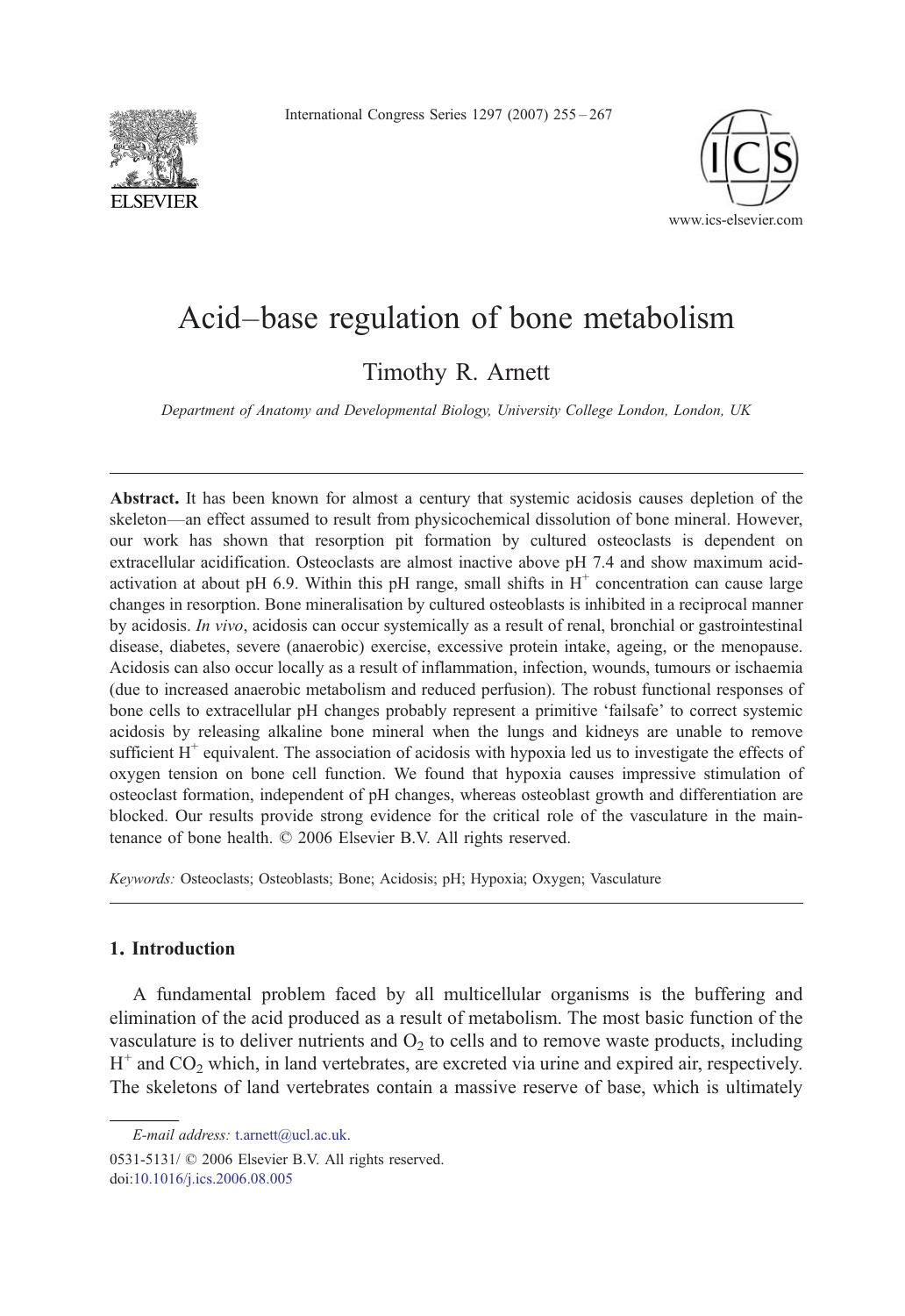# Acid–base regulation of bone metabolism

Timothy R. Arnett

*Department of Anatomy and Developmental Biology, University College London, London, UK*

**Abstract.** It has been known for almost a century that systemic acidosis causes depletion of the skeleton—an effect assumed to result from physicochemical dissolution of bone mineral. However, our work has shown that resorption pit formation by cultured osteoclasts is dependent on extracellular acidification. Osteoclasts are almost inactive above pH 7.4 and show maximum acid-activation at about pH 6.9. Within this pH range, small shifts in $H^+$ concentration can cause large changes in resorption. Bone mineralisation by cultured osteoblasts is inhibited in a reciprocal manner by acidosis. *In vivo*, acidosis can occur systemically as a result of renal, bronchial or gastrointestinal disease, diabetes, severe (anaerobic) exercise, excessive protein intake, ageing, or the menopause. Acidosis can also occur locally as a result of inflammation, infection, wounds, tumours or ischaemia (due to increased anaerobic metabolism and reduced perfusion). The robust functional responses of bone cells to extracellular pH changes probably represent a primitive 'failsafe' to correct systemic acidosis by releasing alkaline bone mineral when the lungs and kidneys are unable to remove sufficient $H^+$ equivalent. The association of acidosis with hypoxia led us to investigate the effects of oxygen tension on bone cell function. We found that hypoxia causes impressive stimulation of osteoclast formation, independent of pH changes, whereas osteoblast growth and differentiation are blocked. Our results provide strong evidence for the critical role of the vasculature in the maintenance of bone health. © 2006 Elsevier B.V. All rights reserved.

*Keywords:* Osteoclasts; Osteoblasts; Bone; Acidosis; pH; Hypoxia; Oxygen; Vasculature

## 1. Introduction

A fundamental problem faced by all multicellular organisms is the buffering and elimination of the acid produced as a result of metabolism. The most basic function of the vasculature is to deliver nutrients and $O_2$ to cells and to remove waste products, including $H^+$ and $CO_2$ which, in land vertebrates, are excreted via urine and expired air, respectively. The skeletons of land vertebrates contain a massive reserve of base, which is ultimately

*E-mail address:* t.arnett@ucl.ac.uk.

0531-5131/ © 2006 Elsevier B.V. All rights reserved.
doi:10.1016/j.ics.2006.08.005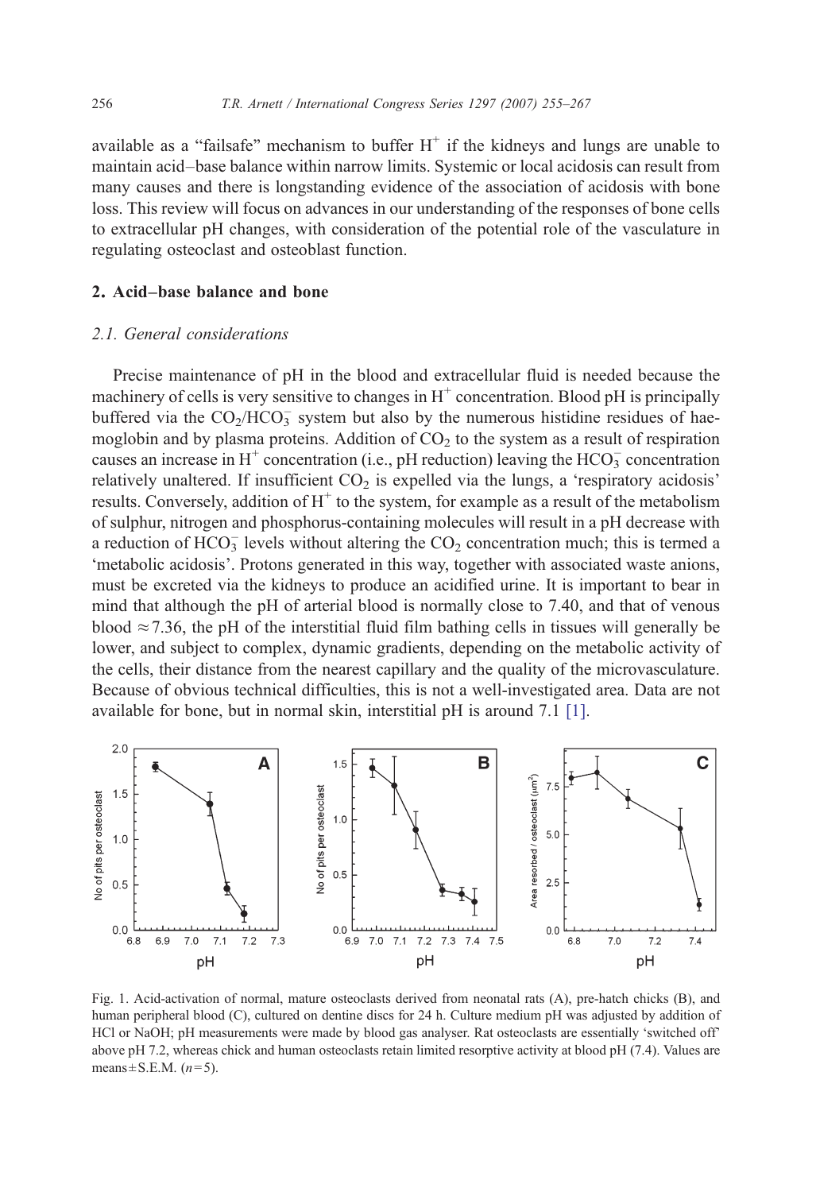available as a "failsafe" mechanism to buffer $H^+$ if the kidneys and lungs are unable to maintain acid–base balance within narrow limits. Systemic or local acidosis can result from many causes and there is longstanding evidence of the association of acidosis with bone loss. This review will focus on advances in our understanding of the responses of bone cells to extracellular pH changes, with consideration of the potential role of the vasculature in regulating osteoclast and osteoblast function.

## 2. Acid–base balance and bone

### 2.1. General considerations

Precise maintenance of pH in the blood and extracellular fluid is needed because the machinery of cells is very sensitive to changes in $H^+$ concentration. Blood pH is principally buffered via the $CO_2/HCO_3^-$ system but also by the numerous histidine residues of haemoglobin and by plasma proteins. Addition of $CO_2$ to the system as a result of respiration causes an increase in $H^+$ concentration (i.e., pH reduction) leaving the $HCO_3^-$ concentration relatively unaltered. If insufficient $CO_2$ is expelled via the lungs, a 'respiratory acidosis' results. Conversely, addition of $H^+$ to the system, for example as a result of the metabolism of sulphur, nitrogen and phosphorus-containing molecules will result in a pH decrease with a reduction of $HCO_3^-$ levels without altering the $CO_2$ concentration much; this is termed a 'metabolic acidosis'. Protons generated in this way, together with associated waste anions, must be excreted via the kidneys to produce an acidified urine. It is important to bear in mind that although the pH of arterial blood is normally close to 7.40, and that of venous blood $\approx$7.36, the pH of the interstitial fluid film bathing cells in tissues will generally be lower, and subject to complex, dynamic gradients, depending on the metabolic activity of the cells, their distance from the nearest capillary and the quality of the microvasculature. Because of obvious technical difficulties, this is not a well-investigated area. Data are not available for bone, but in normal skin, interstitial pH is around 7.1 [1].

Fig. 1. Acid-activation of normal, mature osteoclasts derived from neonatal rats (A), pre-hatch chicks (B), and human peripheral blood (C), cultured on dentine discs for 24 h. Culture medium pH was adjusted by addition of HCl or NaOH; pH measurements were made by blood gas analyser. Rat osteoclasts are essentially 'switched off' above pH 7.2, whereas chick and human osteoclasts retain limited resorptive activity at blood pH (7.4). Values are means±S.E.M. ($n$=5).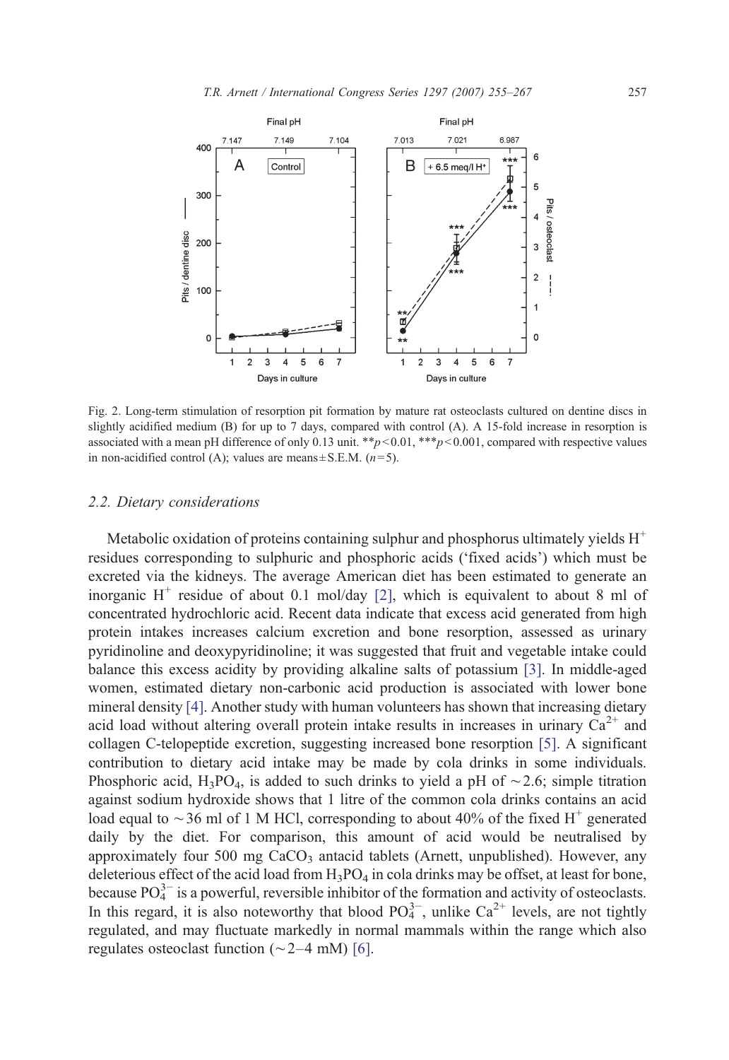Fig. 2. Long-term stimulation of resorption pit formation by mature rat osteoclasts cultured on dentine discs in slightly acidified medium (B) for up to 7 days, compared with control (A). A 15-fold increase in resorption is associated with a mean pH difference of only 0.13 unit. ** $p<0.01$, *** $p<0.001$, compared with respective values in non-acidified control (A); values are means ± S.E.M. ($n=5$).

### 2.2. Dietary considerations

Metabolic oxidation of proteins containing sulphur and phosphorus ultimately yields $H^+$ residues corresponding to sulphuric and phosphoric acids ('fixed acids') which must be excreted via the kidneys. The average American diet has been estimated to generate an inorganic $H^+$ residue of about 0.1 mol/day [2], which is equivalent to about 8 ml of concentrated hydrochloric acid. Recent data indicate that excess acid generated from high protein intakes increases calcium excretion and bone resorption, assessed as urinary pyridinoline and deoxypyridinoline; it was suggested that fruit and vegetable intake could balance this excess acidity by providing alkaline salts of potassium [3]. In middle-aged women, estimated dietary non-carbonic acid production is associated with lower bone mineral density [4]. Another study with human volunteers has shown that increasing dietary acid load without altering overall protein intake results in increases in urinary $Ca^{2+}$ and collagen C-telopeptide excretion, suggesting increased bone resorption [5]. A significant contribution to dietary acid intake may be made by cola drinks in some individuals. Phosphoric acid, $H_3PO_4$, is added to such drinks to yield a pH of ~2.6; simple titration against sodium hydroxide shows that 1 litre of the common cola drinks contains an acid load equal to ~36 ml of 1 M HCl, corresponding to about 40% of the fixed $H^+$ generated daily by the diet. For comparison, this amount of acid would be neutralised by approximately four 500 mg $CaCO_3$ antacid tablets (Arnett, unpublished). However, any deleterious effect of the acid load from $H_3PO_4$ in cola drinks may be offset, at least for bone, because $PO_4^{3-}$ is a powerful, reversible inhibitor of the formation and activity of osteoclasts. In this regard, it is also noteworthy that blood $PO_4^{3-}$, unlike $Ca^{2+}$ levels, are not tightly regulated, and may fluctuate markedly in normal mammals within the range which also regulates osteoclast function (~2–4 mM) [6].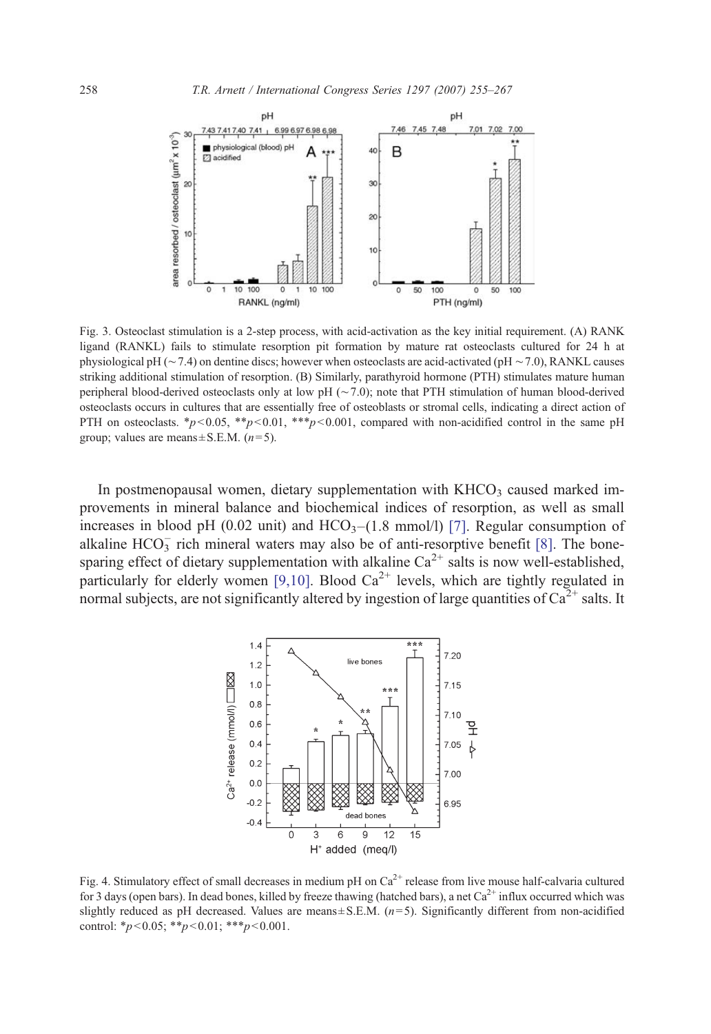Fig. 3. Osteoclast stimulation is a 2-step process, with acid-activation as the key initial requirement. (A) RANK ligand (RANKL) fails to stimulate resorption pit formation by mature rat osteoclasts cultured for 24 h at physiological pH (~7.4) on dentine discs; however when osteoclasts are acid-activated (pH ~7.0), RANKL causes striking additional stimulation of resorption. (B) Similarly, parathyroid hormone (PTH) stimulates mature human peripheral blood-derived osteoclasts only at low pH (~7.0); note that PTH stimulation of human blood-derived osteoclasts occurs in cultures that are essentially free of osteoblasts or stromal cells, indicating a direct action of PTH on osteoclasts. *$p<0.05$, **$p<0.01$, ***$p<0.001$, compared with non-acidified control in the same pH group; values are means±S.E.M. ($n=5$).

In postmenopausal women, dietary supplementation with $KHCO_3$ caused marked improvements in mineral balance and biochemical indices of resorption, as well as small increases in blood pH (0.02 unit) and $HCO_3$–(1.8 mmol/l) [7]. Regular consumption of alkaline $HCO_3^-$ rich mineral waters may also be of anti-resorptive benefit [8]. The bone-sparing effect of dietary supplementation with alkaline $Ca^{2+}$ salts is now well-established, particularly for elderly women [9,10]. Blood $Ca^{2+}$ levels, which are tightly regulated in normal subjects, are not significantly altered by ingestion of large quantities of $Ca^{2+}$ salts. It

Fig. 4. Stimulatory effect of small decreases in medium pH on $Ca^{2+}$ release from live mouse half-calvaria cultured for 3 days (open bars). In dead bones, killed by freeze thawing (hatched bars), a net $Ca^{2+}$ influx occurred which was slightly reduced as pH decreased. Values are means±S.E.M. ($n=5$). Significantly different from non-acidified control: *$p<0.05$; **$p<0.01$; ***$p<0.001$.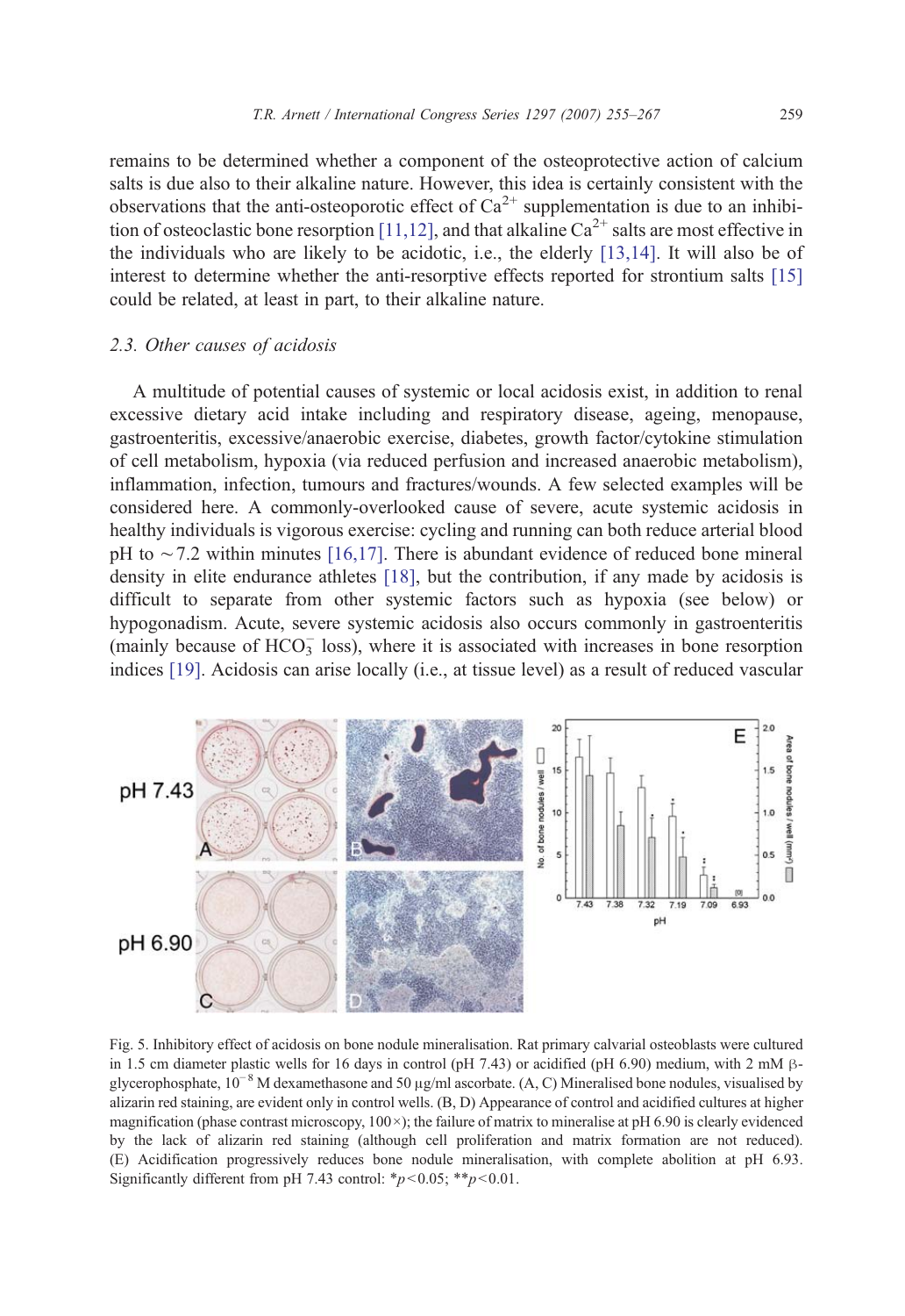remains to be determined whether a component of the osteoprotective action of calcium salts is due also to their alkaline nature. However, this idea is certainly consistent with the observations that the anti-osteoporotic effect of $Ca^{2+}$ supplementation is due to an inhibition of osteoclastic bone resorption [11,12], and that alkaline $Ca^{2+}$ salts are most effective in the individuals who are likely to be acidotic, i.e., the elderly [13,14]. It will also be of interest to determine whether the anti-resorptive effects reported for strontium salts [15] could be related, at least in part, to their alkaline nature.

### *2.3. Other causes of acidosis*

A multitude of potential causes of systemic or local acidosis exist, in addition to renal excessive dietary acid intake including and respiratory disease, ageing, menopause, gastroenteritis, excessive/anaerobic exercise, diabetes, growth factor/cytokine stimulation of cell metabolism, hypoxia (via reduced perfusion and increased anaerobic metabolism), inflammation, infection, tumours and fractures/wounds. A few selected examples will be considered here. A commonly-overlooked cause of severe, acute systemic acidosis in healthy individuals is vigorous exercise: cycling and running can both reduce arterial blood pH to ~7.2 within minutes [16,17]. There is abundant evidence of reduced bone mineral density in elite endurance athletes [18], but the contribution, if any made by acidosis is difficult to separate from other systemic factors such as hypoxia (see below) or hypogonadism. Acute, severe systemic acidosis also occurs commonly in gastroenteritis (mainly because of $HCO_3^-$ loss), where it is associated with increases in bone resorption indices [19]. Acidosis can arise locally (i.e., at tissue level) as a result of reduced vascular

Fig. 5. Inhibitory effect of acidosis on bone nodule mineralisation. Rat primary calvarial osteoblasts were cultured in 1.5 cm diameter plastic wells for 16 days in control (pH 7.43) or acidified (pH 6.90) medium, with 2 mM β-glycerophosphate, $10^{-8}$ M dexamethasone and 50 μg/ml ascorbate. (A, C) Mineralised bone nodules, visualised by alizarin red staining, are evident only in control wells. (B, D) Appearance of control and acidified cultures at higher magnification (phase contrast microscopy, 100×); the failure of matrix to mineralise at pH 6.90 is clearly evidenced by the lack of alizarin red staining (although cell proliferation and matrix formation are not reduced). (E) Acidification progressively reduces bone nodule mineralisation, with complete abolition at pH 6.93. Significantly different from pH 7.43 control: \*$p < 0.05$; \*\*$p < 0.01$.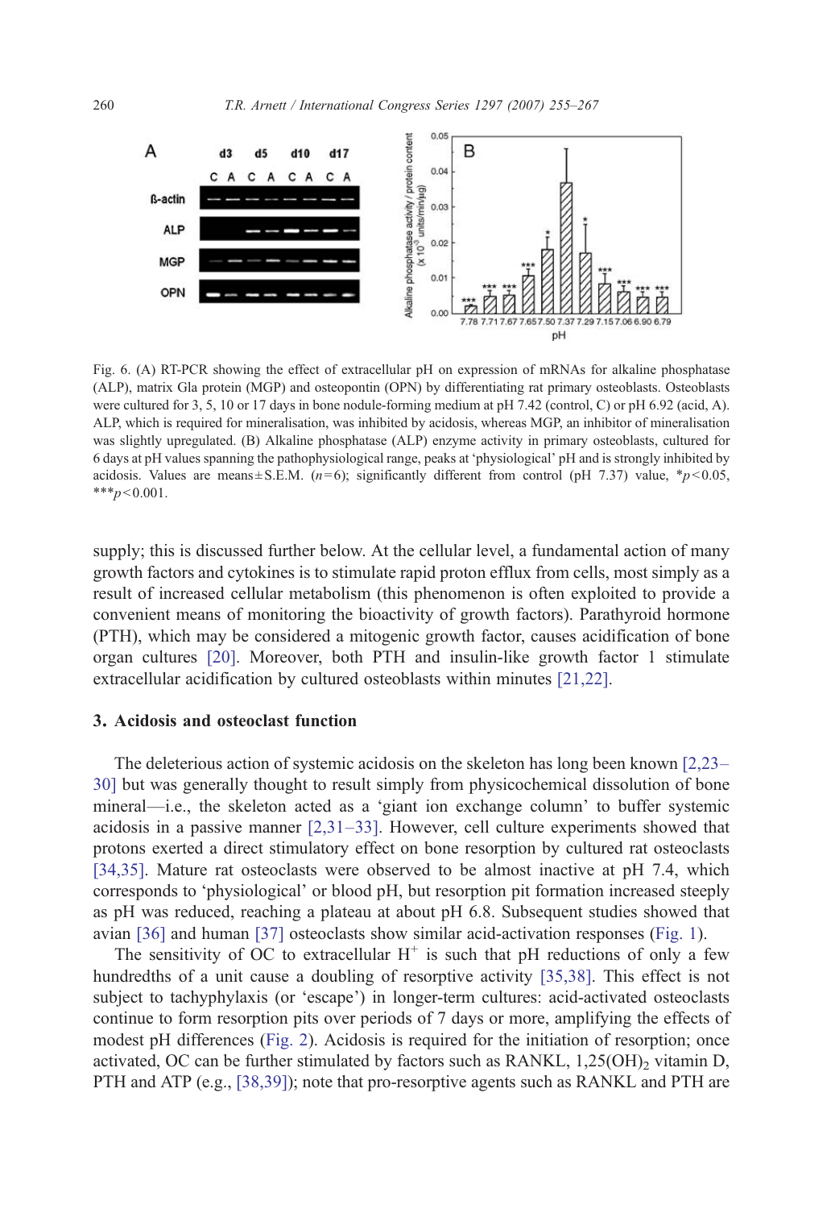Fig. 6. (A) RT-PCR showing the effect of extracellular pH on expression of mRNAs for alkaline phosphatase (ALP), matrix Gla protein (MGP) and osteopontin (OPN) by differentiating rat primary osteoblasts. Osteoblasts were cultured for 3, 5, 10 or 17 days in bone nodule-forming medium at pH 7.42 (control, C) or pH 6.92 (acid, A). ALP, which is required for mineralisation, was inhibited by acidosis, whereas MGP, an inhibitor of mineralisation was slightly upregulated. (B) Alkaline phosphatase (ALP) enzyme activity in primary osteoblasts, cultured for 6 days at pH values spanning the pathophysiological range, peaks at 'physiological' pH and is strongly inhibited by acidosis. Values are means ± S.E.M. ($n=6$); significantly different from control (pH 7.37) value, $*p<0.05$, $***p<0.001$.

supply; this is discussed further below. At the cellular level, a fundamental action of many growth factors and cytokines is to stimulate rapid proton efflux from cells, most simply as a result of increased cellular metabolism (this phenomenon is often exploited to provide a convenient means of monitoring the bioactivity of growth factors). Parathyroid hormone (PTH), which may be considered a mitogenic growth factor, causes acidification of bone organ cultures [20]. Moreover, both PTH and insulin-like growth factor 1 stimulate extracellular acidification by cultured osteoblasts within minutes [21,22].

## 3. Acidosis and osteoclast function

The deleterious action of systemic acidosis on the skeleton has long been known [2,23–30] but was generally thought to result simply from physicochemical dissolution of bone mineral—i.e., the skeleton acted as a 'giant ion exchange column' to buffer systemic acidosis in a passive manner [2,31–33]. However, cell culture experiments showed that protons exerted a direct stimulatory effect on bone resorption by cultured rat osteoclasts [34,35]. Mature rat osteoclasts were observed to be almost inactive at pH 7.4, which corresponds to 'physiological' or blood pH, but resorption pit formation increased steeply as pH was reduced, reaching a plateau at about pH 6.8. Subsequent studies showed that avian [36] and human [37] osteoclasts show similar acid-activation responses (Fig. 1).

The sensitivity of OC to extracellular $H^+$ is such that pH reductions of only a few hundredths of a unit cause a doubling of resorptive activity [35,38]. This effect is not subject to tachyphylaxis (or 'escape') in longer-term cultures: acid-activated osteoclasts continue to form resorption pits over periods of 7 days or more, amplifying the effects of modest pH differences (Fig. 2). Acidosis is required for the initiation of resorption; once activated, OC can be further stimulated by factors such as RANKL, $1,25(OH)_2$ vitamin D, PTH and ATP (e.g., [38,39]); note that pro-resorptive agents such as RANKL and PTH are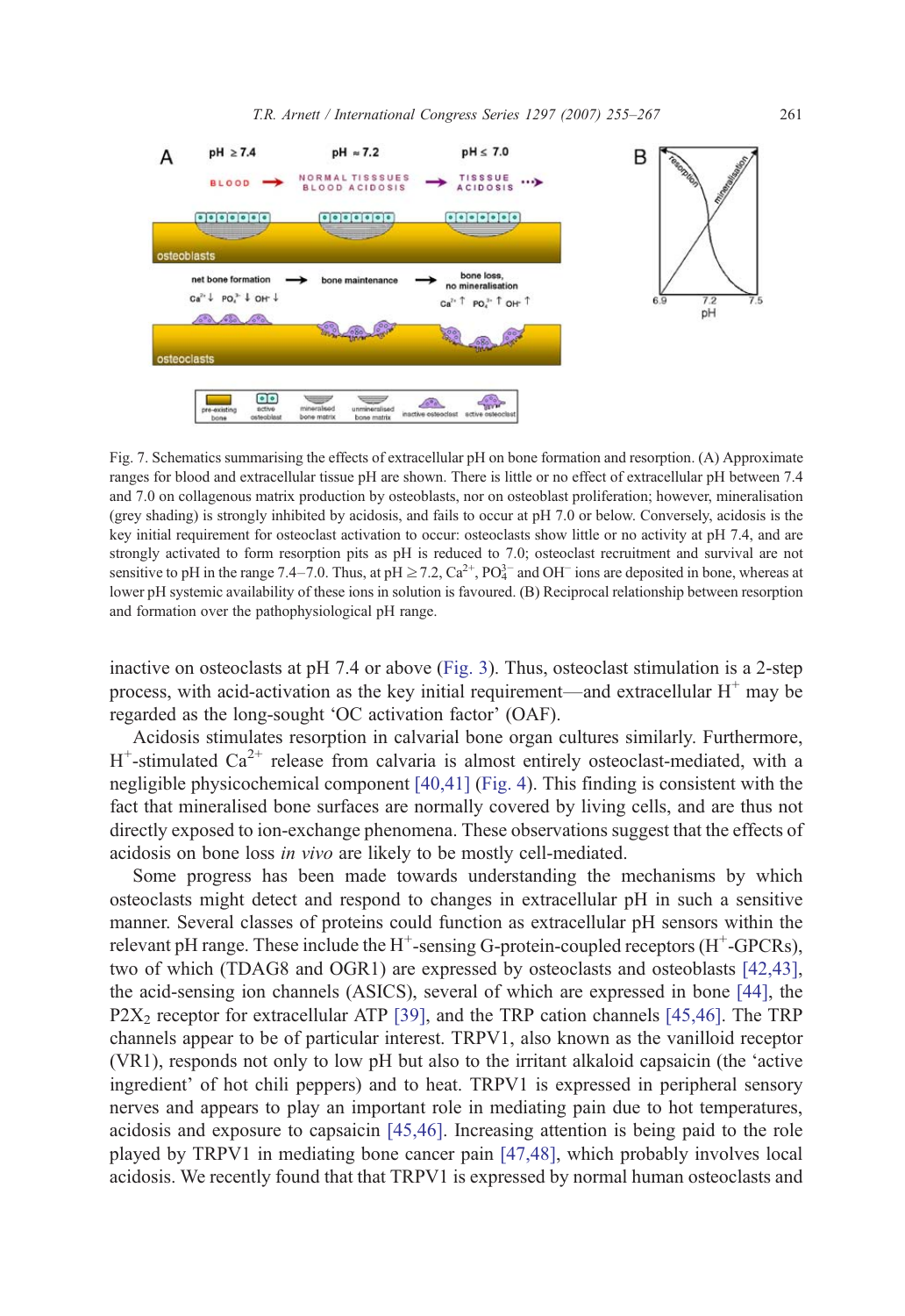Fig. 7. Schematics summarising the effects of extracellular pH on bone formation and resorption. (A) Approximate ranges for blood and extracellular tissue pH are shown. There is little or no effect of extracellular pH between 7.4 and 7.0 on collagenous matrix production by osteoblasts, nor on osteoblast proliferation; however, mineralisation (grey shading) is strongly inhibited by acidosis, and fails to occur at pH 7.0 or below. Conversely, acidosis is the key initial requirement for osteoclast activation to occur: osteoclasts show little or no activity at pH 7.4, and are strongly activated to form resorption pits as pH is reduced to 7.0; osteoclast recruitment and survival are not sensitive to pH in the range 7.4–7.0. Thus, at pH ≥ 7.2, $Ca^{2+}$, $PO_4^{3-}$ and $OH^-$ ions are deposited in bone, whereas at lower pH systemic availability of these ions in solution is favoured. (B) Reciprocal relationship between resorption and formation over the pathophysiological pH range.

inactive on osteoclasts at pH 7.4 or above (Fig. 3). Thus, osteoclast stimulation is a 2-step process, with acid-activation as the key initial requirement—and extracellular $H^+$ may be regarded as the long-sought 'OC activation factor' (OAF).

Acidosis stimulates resorption in calvarial bone organ cultures similarly. Furthermore, $H^+$-stimulated $Ca^{2+}$ release from calvaria is almost entirely osteoclast-mediated, with a negligible physicochemical component [40,41] (Fig. 4). This finding is consistent with the fact that mineralised bone surfaces are normally covered by living cells, and are thus not directly exposed to ion-exchange phenomena. These observations suggest that the effects of acidosis on bone loss *in vivo* are likely to be mostly cell-mediated.

Some progress has been made towards understanding the mechanisms by which osteoclasts might detect and respond to changes in extracellular pH in such a sensitive manner. Several classes of proteins could function as extracellular pH sensors within the relevant pH range. These include the $H^+$-sensing G-protein-coupled receptors ($H^+$-GPCRs), two of which (TDAG8 and OGR1) are expressed by osteoclasts and osteoblasts [42,43], the acid-sensing ion channels (ASICS), several of which are expressed in bone [44], the $P2X_2$ receptor for extracellular ATP [39], and the TRP cation channels [45,46]. The TRP channels appear to be of particular interest. TRPV1, also known as the vanilloid receptor (VR1), responds not only to low pH but also to the irritant alkaloid capsaicin (the 'active ingredient' of hot chili peppers) and to heat. TRPV1 is expressed in peripheral sensory nerves and appears to play an important role in mediating pain due to hot temperatures, acidosis and exposure to capsaicin [45,46]. Increasing attention is being paid to the role played by TRPV1 in mediating bone cancer pain [47,48], which probably involves local acidosis. We recently found that that TRPV1 is expressed by normal human osteoclasts and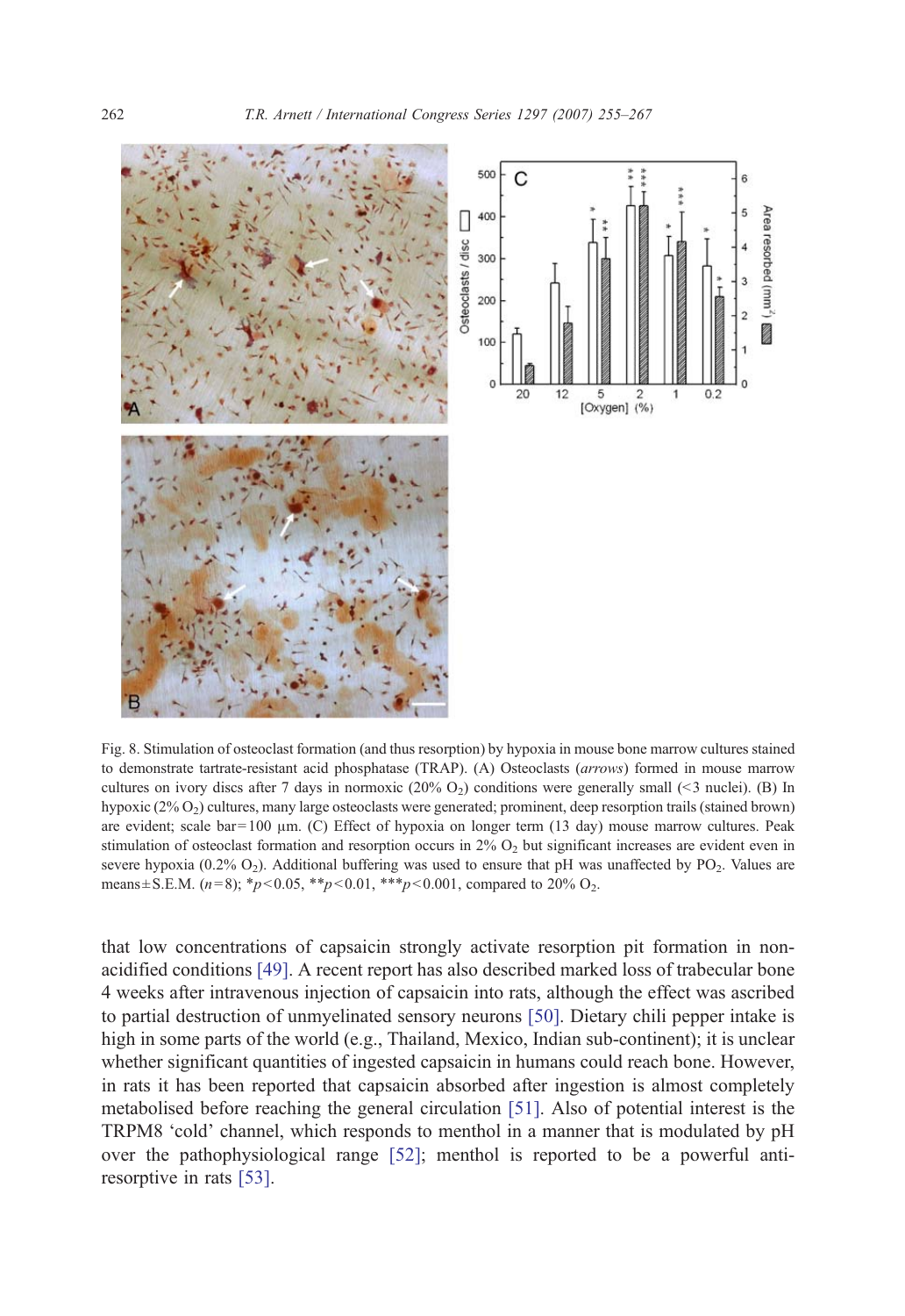Fig. 8. Stimulation of osteoclast formation (and thus resorption) by hypoxia in mouse bone marrow cultures stained to demonstrate tartrate-resistant acid phosphatase (TRAP). (A) Osteoclasts (*arrows*) formed in mouse marrow cultures on ivory discs after 7 days in normoxic (20% $O_2$) conditions were generally small (<3 nuclei). (B) In hypoxic (2% $O_2$) cultures, many large osteoclasts were generated; prominent, deep resorption trails (stained brown) are evident; scale bar = 100 μm. (C) Effect of hypoxia on longer term (13 day) mouse marrow cultures. Peak stimulation of osteoclast formation and resorption occurs in 2% $O_2$ but significant increases are evident even in severe hypoxia (0.2% $O_2$). Additional buffering was used to ensure that pH was unaffected by $PO_2$. Values are means ± S.E.M. ($n=8$); * $p<0.05$, ** $p<0.01$, *** $p<0.001$, compared to 20% $O_2$.

that low concentrations of capsaicin strongly activate resorption pit formation in non-acidified conditions [49]. A recent report has also described marked loss of trabecular bone 4 weeks after intravenous injection of capsaicin into rats, although the effect was ascribed to partial destruction of unmyelinated sensory neurons [50]. Dietary chili pepper intake is high in some parts of the world (e.g., Thailand, Mexico, Indian sub-continent); it is unclear whether significant quantities of ingested capsaicin in humans could reach bone. However, in rats it has been reported that capsaicin absorbed after ingestion is almost completely metabolised before reaching the general circulation [51]. Also of potential interest is the TRPM8 'cold' channel, which responds to menthol in a manner that is modulated by pH over the pathophysiological range [52]; menthol is reported to be a powerful anti-resorptive in rats [53].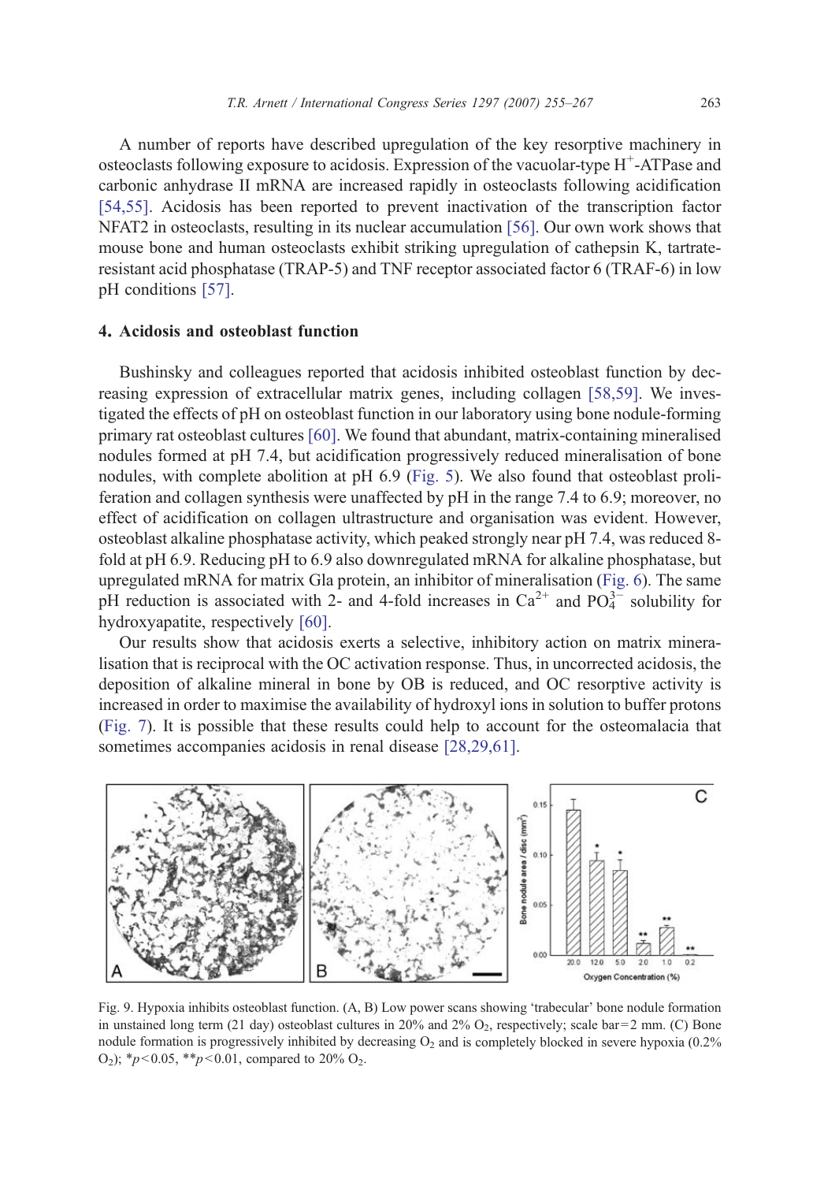A number of reports have described upregulation of the key resorptive machinery in osteoclasts following exposure to acidosis. Expression of the vacuolar-type $H^+$-ATPase and carbonic anhydrase II mRNA are increased rapidly in osteoclasts following acidification [54,55]. Acidosis has been reported to prevent inactivation of the transcription factor NFAT2 in osteoclasts, resulting in its nuclear accumulation [56]. Our own work shows that mouse bone and human osteoclasts exhibit striking upregulation of cathepsin K, tartrate-resistant acid phosphatase (TRAP-5) and TNF receptor associated factor 6 (TRAF-6) in low pH conditions [57].

## 4. Acidosis and osteoblast function

Bushinsky and colleagues reported that acidosis inhibited osteoblast function by decreasing expression of extracellular matrix genes, including collagen [58,59]. We investigated the effects of pH on osteoblast function in our laboratory using bone nodule-forming primary rat osteoblast cultures [60]. We found that abundant, matrix-containing mineralised nodules formed at pH 7.4, but acidification progressively reduced mineralisation of bone nodules, with complete abolition at pH 6.9 (Fig. 5). We also found that osteoblast proliferation and collagen synthesis were unaffected by pH in the range 7.4 to 6.9; moreover, no effect of acidification on collagen ultrastructure and organisation was evident. However, osteoblast alkaline phosphatase activity, which peaked strongly near pH 7.4, was reduced 8-fold at pH 6.9. Reducing pH to 6.9 also downregulated mRNA for alkaline phosphatase, but upregulated mRNA for matrix Gla protein, an inhibitor of mineralisation (Fig. 6). The same pH reduction is associated with 2- and 4-fold increases in $Ca^{2+}$ and $PO_4^{3-}$ solubility for hydroxyapatite, respectively [60].

Our results show that acidosis exerts a selective, inhibitory action on matrix mineralisation that is reciprocal with the OC activation response. Thus, in uncorrected acidosis, the deposition of alkaline mineral in bone by OB is reduced, and OC resorptive activity is increased in order to maximise the availability of hydroxyl ions in solution to buffer protons (Fig. 7). It is possible that these results could help to account for the osteomalacia that sometimes accompanies acidosis in renal disease [28,29,61].

Fig. 9. Hypoxia inhibits osteoblast function. (A, B) Low power scans showing 'trabecular' bone nodule formation in unstained long term (21 day) osteoblast cultures in 20% and 2% $O_2$, respectively; scale bar = 2 mm. (C) Bone nodule formation is progressively inhibited by decreasing $O_2$ and is completely blocked in severe hypoxia (0.2% $O_2$); $^*p < 0.05$, $^{**}p < 0.01$, compared to 20% $O_2$.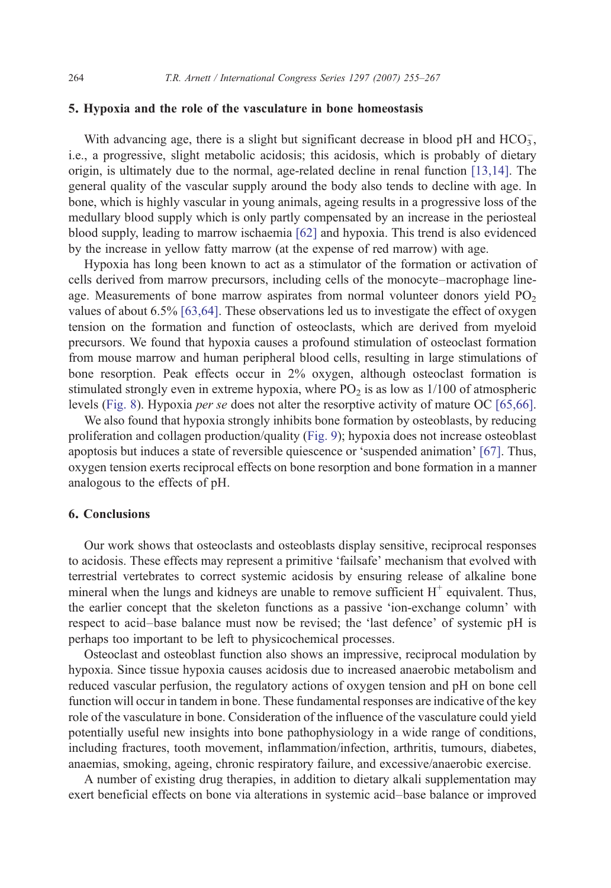## 5. Hypoxia and the role of the vasculature in bone homeostasis

With advancing age, there is a slight but significant decrease in blood pH and $HCO_3^-$, i.e., a progressive, slight metabolic acidosis; this acidosis, which is probably of dietary origin, is ultimately due to the normal, age-related decline in renal function [13,14]. The general quality of the vascular supply around the body also tends to decline with age. In bone, which is highly vascular in young animals, ageing results in a progressive loss of the medullary blood supply which is only partly compensated by an increase in the periosteal blood supply, leading to marrow ischaemia [62] and hypoxia. This trend is also evidenced by the increase in yellow fatty marrow (at the expense of red marrow) with age.

Hypoxia has long been known to act as a stimulator of the formation or activation of cells derived from marrow precursors, including cells of the monocyte–macrophage lineage. Measurements of bone marrow aspirates from normal volunteer donors yield $PO_2$ values of about 6.5% [63,64]. These observations led us to investigate the effect of oxygen tension on the formation and function of osteoclasts, which are derived from myeloid precursors. We found that hypoxia causes a profound stimulation of osteoclast formation from mouse marrow and human peripheral blood cells, resulting in large stimulations of bone resorption. Peak effects occur in 2% oxygen, although osteoclast formation is stimulated strongly even in extreme hypoxia, where $PO_2$ is as low as 1/100 of atmospheric levels (Fig. 8). Hypoxia *per se* does not alter the resorptive activity of mature OC [65,66].

We also found that hypoxia strongly inhibits bone formation by osteoblasts, by reducing proliferation and collagen production/quality (Fig. 9); hypoxia does not increase osteoblast apoptosis but induces a state of reversible quiescence or 'suspended animation' [67]. Thus, oxygen tension exerts reciprocal effects on bone resorption and bone formation in a manner analogous to the effects of pH.

## 6. Conclusions

Our work shows that osteoclasts and osteoblasts display sensitive, reciprocal responses to acidosis. These effects may represent a primitive 'failsafe' mechanism that evolved with terrestrial vertebrates to correct systemic acidosis by ensuring release of alkaline bone mineral when the lungs and kidneys are unable to remove sufficient $H^+$ equivalent. Thus, the earlier concept that the skeleton functions as a passive 'ion-exchange column' with respect to acid–base balance must now be revised; the 'last defence' of systemic pH is perhaps too important to be left to physicochemical processes.

Osteoclast and osteoblast function also shows an impressive, reciprocal modulation by hypoxia. Since tissue hypoxia causes acidosis due to increased anaerobic metabolism and reduced vascular perfusion, the regulatory actions of oxygen tension and pH on bone cell function will occur in tandem in bone. These fundamental responses are indicative of the key role of the vasculature in bone. Consideration of the influence of the vasculature could yield potentially useful new insights into bone pathophysiology in a wide range of conditions, including fractures, tooth movement, inflammation/infection, arthritis, tumours, diabetes, anaemias, smoking, ageing, chronic respiratory failure, and excessive/anaerobic exercise.

A number of existing drug therapies, in addition to dietary alkali supplementation may exert beneficial effects on bone via alterations in systemic acid–base balance or improved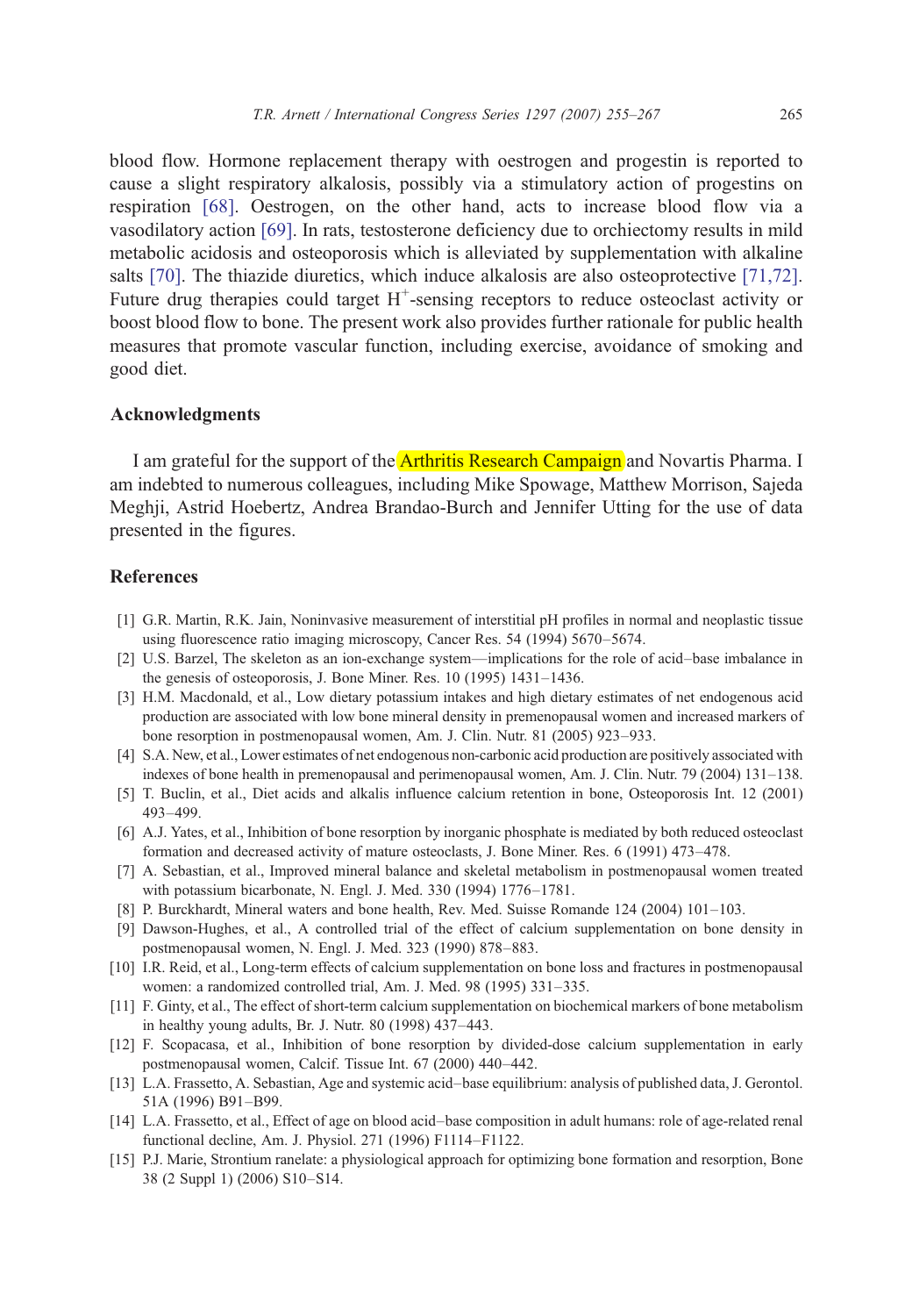blood flow. Hormone replacement therapy with oestrogen and progestin is reported to cause a slight respiratory alkalosis, possibly via a stimulatory action of progestins on respiration [68]. Oestrogen, on the other hand, acts to increase blood flow via a vasodilatory action [69]. In rats, testosterone deficiency due to orchiectomy results in mild metabolic acidosis and osteoporosis which is alleviated by supplementation with alkaline salts [70]. The thiazide diuretics, which induce alkalosis are also osteoprotective [71,72]. Future drug therapies could target $H^+$-sensing receptors to reduce osteoclast activity or boost blood flow to bone. The present work also provides further rationale for public health measures that promote vascular function, including exercise, avoidance of smoking and good diet.

## Acknowledgments

I am grateful for the support of the Arthritis Research Campaign and Novartis Pharma. I am indebted to numerous colleagues, including Mike Spowage, Matthew Morrison, Sajeda Meghji, Astrid Hoebertz, Andrea Brandao-Burch and Jennifer Utting for the use of data presented in the figures.

## References

[1] G.R. Martin, R.K. Jain, Noninvasive measurement of interstitial pH profiles in normal and neoplastic tissue using fluorescence ratio imaging microscopy, Cancer Res. 54 (1994) 5670–5674.

[2] U.S. Barzel, The skeleton as an ion-exchange system—implications for the role of acid–base imbalance in the genesis of osteoporosis, J. Bone Miner. Res. 10 (1995) 1431–1436.

[3] H.M. Macdonald, et al., Low dietary potassium intakes and high dietary estimates of net endogenous acid production are associated with low bone mineral density in premenopausal women and increased markers of bone resorption in postmenopausal women, Am. J. Clin. Nutr. 81 (2005) 923–933.

[4] S.A. New, et al., Lower estimates of net endogenous non-carbonic acid production are positively associated with indexes of bone health in premenopausal and perimenopausal women, Am. J. Clin. Nutr. 79 (2004) 131–138.

[5] T. Buclin, et al., Diet acids and alkalis influence calcium retention in bone, Osteoporosis Int. 12 (2001) 493–499.

[6] A.J. Yates, et al., Inhibition of bone resorption by inorganic phosphate is mediated by both reduced osteoclast formation and decreased activity of mature osteoclasts, J. Bone Miner. Res. 6 (1991) 473–478.

[7] A. Sebastian, et al., Improved mineral balance and skeletal metabolism in postmenopausal women treated with potassium bicarbonate, N. Engl. J. Med. 330 (1994) 1776–1781.

[8] P. Burckhardt, Mineral waters and bone health, Rev. Med. Suisse Romande 124 (2004) 101–103.

[9] Dawson-Hughes, et al., A controlled trial of the effect of calcium supplementation on bone density in postmenopausal women, N. Engl. J. Med. 323 (1990) 878–883.

[10] I.R. Reid, et al., Long-term effects of calcium supplementation on bone loss and fractures in postmenopausal women: a randomized controlled trial, Am. J. Med. 98 (1995) 331–335.

[11] F. Ginty, et al., The effect of short-term calcium supplementation on biochemical markers of bone metabolism in healthy young adults, Br. J. Nutr. 80 (1998) 437–443.

[12] F. Scopacasa, et al., Inhibition of bone resorption by divided-dose calcium supplementation in early postmenopausal women, Calcif. Tissue Int. 67 (2000) 440–442.

[13] L.A. Frassetto, A. Sebastian, Age and systemic acid–base equilibrium: analysis of published data, J. Gerontol. 51A (1996) B91–B99.

[14] L.A. Frassetto, et al., Effect of age on blood acid–base composition in adult humans: role of age-related renal functional decline, Am. J. Physiol. 271 (1996) F1114–F1122.

[15] P.J. Marie, Strontium ranelate: a physiological approach for optimizing bone formation and resorption, Bone 38 (2 Suppl 1) (2006) S10–S14.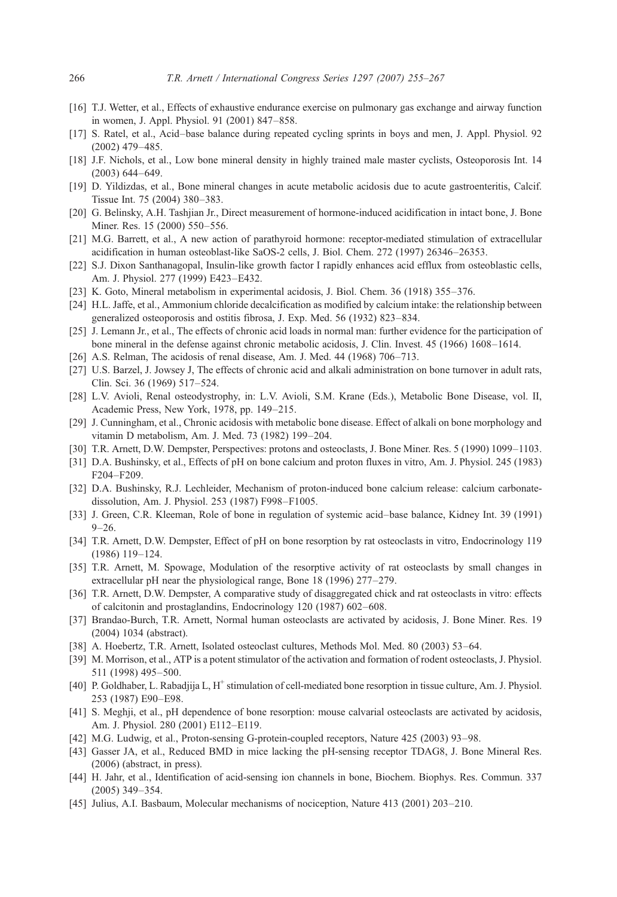[16] T.J. Wetter, et al., Effects of exhaustive endurance exercise on pulmonary gas exchange and airway function in women, J. Appl. Physiol. 91 (2001) 847–858.

[17] S. Ratel, et al., Acid–base balance during repeated cycling sprints in boys and men, J. Appl. Physiol. 92 (2002) 479–485.

[18] J.F. Nichols, et al., Low bone mineral density in highly trained male master cyclists, Osteoporosis Int. 14 (2003) 644–649.

[19] D. Yildizdas, et al., Bone mineral changes in acute metabolic acidosis due to acute gastroenteritis, Calcif. Tissue Int. 75 (2004) 380–383.

[20] G. Belinsky, A.H. Tashjian Jr., Direct measurement of hormone-induced acidification in intact bone, J. Bone Miner. Res. 15 (2000) 550–556.

[21] M.G. Barrett, et al., A new action of parathyroid hormone: receptor-mediated stimulation of extracellular acidification in human osteoblast-like SaOS-2 cells, J. Biol. Chem. 272 (1997) 26346–26353.

[22] S.J. Dixon Santhanagopal, Insulin-like growth factor I rapidly enhances acid efflux from osteoblastic cells, Am. J. Physiol. 277 (1999) E423–E432.

[23] K. Goto, Mineral metabolism in experimental acidosis, J. Biol. Chem. 36 (1918) 355–376.

[24] H.L. Jaffe, et al., Ammonium chloride decalcification as modified by calcium intake: the relationship between generalized osteoporosis and ostitis fibrosa, J. Exp. Med. 56 (1932) 823–834.

[25] J. Lemann Jr., et al., The effects of chronic acid loads in normal man: further evidence for the participation of bone mineral in the defense against chronic metabolic acidosis, J. Clin. Invest. 45 (1966) 1608–1614.

[26] A.S. Relman, The acidosis of renal disease, Am. J. Med. 44 (1968) 706–713.

[27] U.S. Barzel, J. Jowsey J, The effects of chronic acid and alkali administration on bone turnover in adult rats, Clin. Sci. 36 (1969) 517–524.

[28] L.V. Avioli, Renal osteodystrophy, in: L.V. Avioli, S.M. Krane (Eds.), Metabolic Bone Disease, vol. II, Academic Press, New York, 1978, pp. 149–215.

[29] J. Cunningham, et al., Chronic acidosis with metabolic bone disease. Effect of alkali on bone morphology and vitamin D metabolism, Am. J. Med. 73 (1982) 199–204.

[30] T.R. Arnett, D.W. Dempster, Perspectives: protons and osteoclasts, J. Bone Miner. Res. 5 (1990) 1099–1103.

[31] D.A. Bushinsky, et al., Effects of pH on bone calcium and proton fluxes in vitro, Am. J. Physiol. 245 (1983) F204–F209.

[32] D.A. Bushinsky, R.J. Lechleider, Mechanism of proton-induced bone calcium release: calcium carbonate-dissolution, Am. J. Physiol. 253 (1987) F998–F1005.

[33] J. Green, C.R. Kleeman, Role of bone in regulation of systemic acid–base balance, Kidney Int. 39 (1991) 9–26.

[34] T.R. Arnett, D.W. Dempster, Effect of pH on bone resorption by rat osteoclasts in vitro, Endocrinology 119 (1986) 119–124.

[35] T.R. Arnett, M. Spowage, Modulation of the resorptive activity of rat osteoclasts by small changes in extracellular pH near the physiological range, Bone 18 (1996) 277–279.

[36] T.R. Arnett, D.W. Dempster, A comparative study of disaggregated chick and rat osteoclasts in vitro: effects of calcitonin and prostaglandins, Endocrinology 120 (1987) 602–608.

[37] Brandao-Burch, T.R. Arnett, Normal human osteoclasts are activated by acidosis, J. Bone Miner. Res. 19 (2004) 1034 (abstract).

[38] A. Hoebertz, T.R. Arnett, Isolated osteoclast cultures, Methods Mol. Med. 80 (2003) 53–64.

[39] M. Morrison, et al., ATP is a potent stimulator of the activation and formation of rodent osteoclasts, J. Physiol. 511 (1998) 495–500.

[40] P. Goldhaber, L. Rabadjija L, $H^+$ stimulation of cell-mediated bone resorption in tissue culture, Am. J. Physiol. 253 (1987) E90–E98.

[41] S. Meghji, et al., pH dependence of bone resorption: mouse calvarial osteoclasts are activated by acidosis, Am. J. Physiol. 280 (2001) E112–E119.

[42] M.G. Ludwig, et al., Proton-sensing G-protein-coupled receptors, Nature 425 (2003) 93–98.

[43] Gasser JA, et al., Reduced BMD in mice lacking the pH-sensing receptor TDAG8, J. Bone Mineral Res. (2006) (abstract, in press).

[44] H. Jahr, et al., Identification of acid-sensing ion channels in bone, Biochem. Biophys. Res. Commun. 337 (2005) 349–354.

[45] Julius, A.I. Basbaum, Molecular mechanisms of nociception, Nature 413 (2001) 203–210.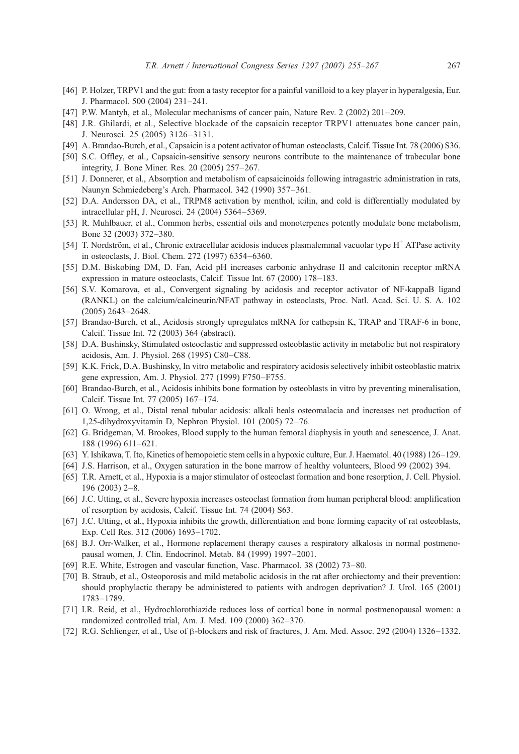[46] P. Holzer, TRPV1 and the gut: from a tasty receptor for a painful vanilloid to a key player in hyperalgesia, Eur. J. Pharmacol. 500 (2004) 231–241.

[47] P.W. Mantyh, et al., Molecular mechanisms of cancer pain, Nature Rev. 2 (2002) 201–209.

[48] J.R. Ghilardi, et al., Selective blockade of the capsaicin receptor TRPV1 attenuates bone cancer pain, J. Neurosci. 25 (2005) 3126–3131.

[49] A. Brandao-Burch, et al., Capsaicin is a potent activator of human osteoclasts, Calcif. Tissue Int. 78 (2006) S36.

[50] S.C. Offley, et al., Capsaicin-sensitive sensory neurons contribute to the maintenance of trabecular bone integrity, J. Bone Miner. Res. 20 (2005) 257–267.

[51] J. Donnerer, et al., Absorption and metabolism of capsaicinoids following intragastric administration in rats, Naunyn Schmiedeberg's Arch. Pharmacol. 342 (1990) 357–361.

[52] D.A. Andersson DA, et al., TRPM8 activation by menthol, icilin, and cold is differentially modulated by intracellular pH, J. Neurosci. 24 (2004) 5364–5369.

[53] R. Muhlbauer, et al., Common herbs, essential oils and monoterpenes potently modulate bone metabolism, Bone 32 (2003) 372–380.

[54] T. Nordström, et al., Chronic extracellular acidosis induces plasmalemmal vacuolar type $H^+$ ATPase activity in osteoclasts, J. Biol. Chem. 272 (1997) 6354–6360.

[55] D.M. Biskobing DM, D. Fan, Acid pH increases carbonic anhydrase II and calcitonin receptor mRNA expression in mature osteoclasts, Calcif. Tissue Int. 67 (2000) 178–183.

[56] S.V. Komarova, et al., Convergent signaling by acidosis and receptor activator of NF-kappaB ligand (RANKL) on the calcium/calcineurin/NFAT pathway in osteoclasts, Proc. Natl. Acad. Sci. U. S. A. 102 (2005) 2643–2648.

[57] Brandao-Burch, et al., Acidosis strongly upregulates mRNA for cathepsin K, TRAP and TRAF-6 in bone, Calcif. Tissue Int. 72 (2003) 364 (abstract).

[58] D.A. Bushinsky, Stimulated osteoclastic and suppressed osteoblastic activity in metabolic but not respiratory acidosis, Am. J. Physiol. 268 (1995) C80–C88.

[59] K.K. Frick, D.A. Bushinsky, In vitro metabolic and respiratory acidosis selectively inhibit osteoblastic matrix gene expression, Am. J. Physiol. 277 (1999) F750–F755.

[60] Brandao-Burch, et al., Acidosis inhibits bone formation by osteoblasts in vitro by preventing mineralisation, Calcif. Tissue Int. 77 (2005) 167–174.

[61] O. Wrong, et al., Distal renal tubular acidosis: alkali heals osteomalacia and increases net production of 1,25-dihydroxyvitamin D, Nephron Physiol. 101 (2005) 72–76.

[62] G. Bridgeman, M. Brookes, Blood supply to the human femoral diaphysis in youth and senescence, J. Anat. 188 (1996) 611–621.

[63] Y. Ishikawa, T. Ito, Kinetics of hemopoietic stem cells in a hypoxic culture, Eur. J. Haematol. 40 (1988) 126–129.

[64] J.S. Harrison, et al., Oxygen saturation in the bone marrow of healthy volunteers, Blood 99 (2002) 394.

[65] T.R. Arnett, et al., Hypoxia is a major stimulator of osteoclast formation and bone resorption, J. Cell. Physiol. 196 (2003) 2–8.

[66] J.C. Utting, et al., Severe hypoxia increases osteoclast formation from human peripheral blood: amplification of resorption by acidosis, Calcif. Tissue Int. 74 (2004) S63.

[67] J.C. Utting, et al., Hypoxia inhibits the growth, differentiation and bone forming capacity of rat osteoblasts, Exp. Cell Res. 312 (2006) 1693–1702.

[68] B.J. Orr-Walker, et al., Hormone replacement therapy causes a respiratory alkalosis in normal postmenopausal women, J. Clin. Endocrinol. Metab. 84 (1999) 1997–2001.

[69] R.E. White, Estrogen and vascular function, Vasc. Pharmacol. 38 (2002) 73–80.

[70] B. Straub, et al., Osteoporosis and mild metabolic acidosis in the rat after orchiectomy and their prevention: should prophylactic therapy be administered to patients with androgen deprivation? J. Urol. 165 (2001) 1783–1789.

[71] I.R. Reid, et al., Hydrochlorothiazide reduces loss of cortical bone in normal postmenopausal women: a randomized controlled trial, Am. J. Med. 109 (2000) 362–370.

[72] R.G. Schlienger, et al., Use of β-blockers and risk of fractures, J. Am. Med. Assoc. 292 (2004) 1326–1332.